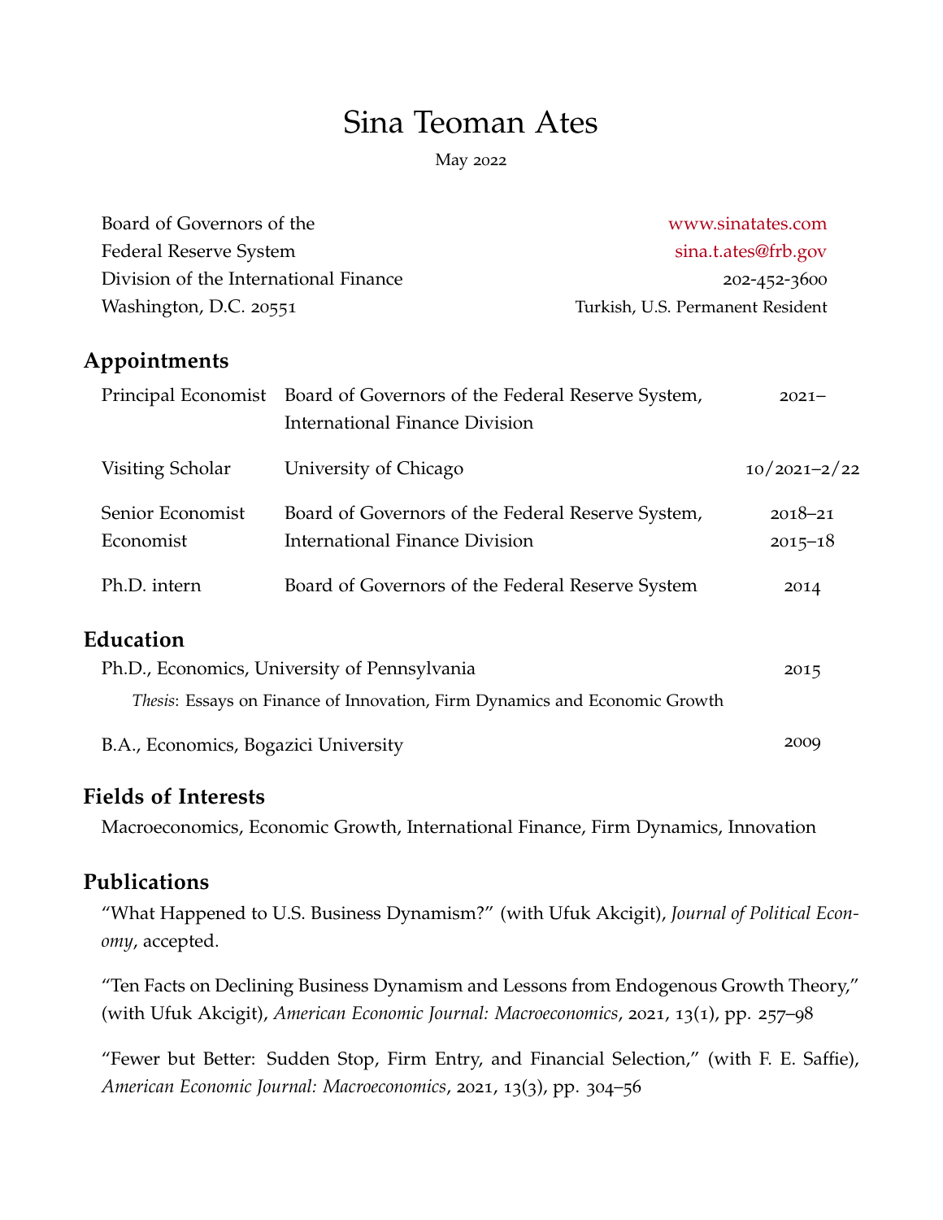# Sina Teoman Ates

May 2022

Board of Governors of the
Federal Reserve System
Division of the International Finance
Washington, D.C. 20551

www.sinatates.com
sina.t.ates@frb.gov
202-452-3600
Turkish, U.S. Permanent Resident

## Appointments

| | | |
|---|---|---|
| Principal Economist | Board of Governors of the Federal Reserve System, International Finance Division | 2021– |
| Visiting Scholar | University of Chicago | 10/2021–2/22 |
| Senior Economist<br>Economist | Board of Governors of the Federal Reserve System, International Finance Division | 2018–21<br>2015–18 |
| Ph.D. intern | Board of Governors of the Federal Reserve System | 2014 |

## Education

Ph.D., Economics, University of Pennsylvania — 2015

*Thesis*: Essays on Finance of Innovation, Firm Dynamics and Economic Growth

B.A., Economics, Bogazici University — 2009

## Fields of Interests

Macroeconomics, Economic Growth, International Finance, Firm Dynamics, Innovation

## Publications

"What Happened to U.S. Business Dynamism?" (with Ufuk Akcigit), *Journal of Political Economy*, accepted.

"Ten Facts on Declining Business Dynamism and Lessons from Endogenous Growth Theory," (with Ufuk Akcigit), *American Economic Journal: Macroeconomics*, 2021, 13(1), pp. 257–98

"Fewer but Better: Sudden Stop, Firm Entry, and Financial Selection," (with F. E. Saffie), *American Economic Journal: Macroeconomics*, 2021, 13(3), pp. 304–56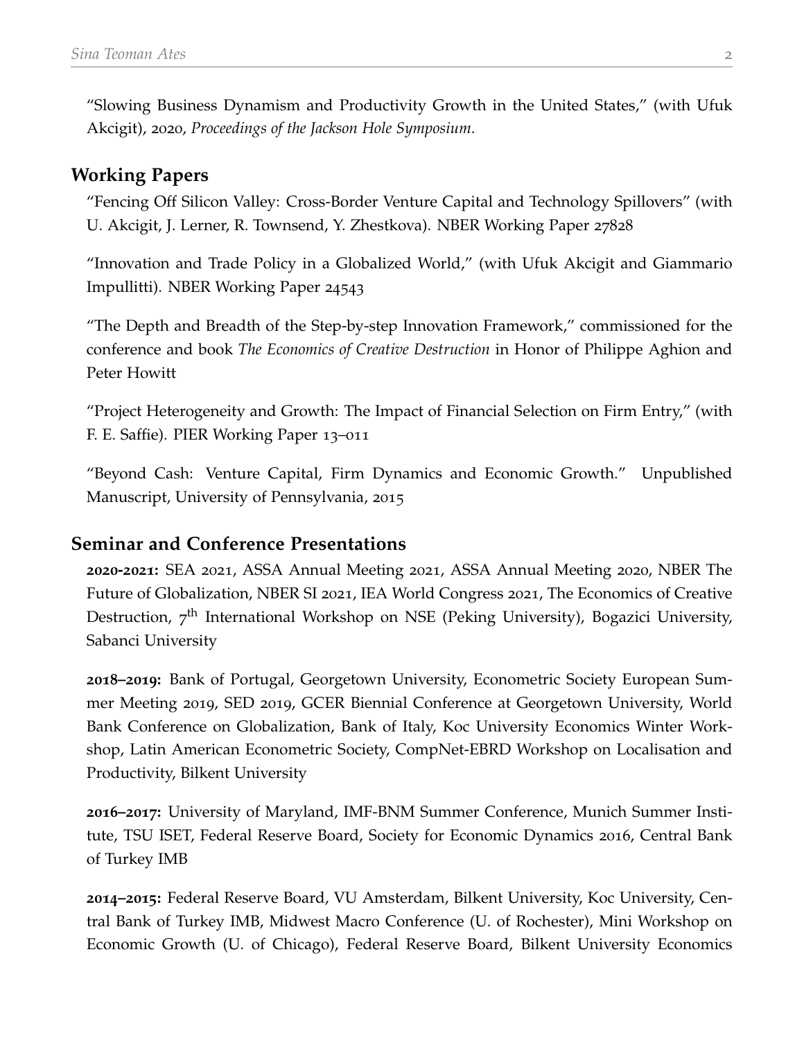"Slowing Business Dynamism and Productivity Growth in the United States," (with Ufuk Akcigit), 2020, *Proceedings of the Jackson Hole Symposium*.

## Working Papers

"Fencing Off Silicon Valley: Cross-Border Venture Capital and Technology Spillovers" (with U. Akcigit, J. Lerner, R. Townsend, Y. Zhestkova). NBER Working Paper 27828

"Innovation and Trade Policy in a Globalized World," (with Ufuk Akcigit and Giammario Impullitti). NBER Working Paper 24543

"The Depth and Breadth of the Step-by-step Innovation Framework," commissioned for the conference and book *The Economics of Creative Destruction* in Honor of Philippe Aghion and Peter Howitt

"Project Heterogeneity and Growth: The Impact of Financial Selection on Firm Entry," (with F. E. Saffie). PIER Working Paper 13–011

"Beyond Cash: Venture Capital, Firm Dynamics and Economic Growth." Unpublished Manuscript, University of Pennsylvania, 2015

## Seminar and Conference Presentations

**2020-2021:** SEA 2021, ASSA Annual Meeting 2021, ASSA Annual Meeting 2020, NBER The Future of Globalization, NBER SI 2021, IEA World Congress 2021, The Economics of Creative Destruction, 7th International Workshop on NSE (Peking University), Bogazici University, Sabanci University

**2018–2019:** Bank of Portugal, Georgetown University, Econometric Society European Summer Meeting 2019, SED 2019, GCER Biennial Conference at Georgetown University, World Bank Conference on Globalization, Bank of Italy, Koc University Economics Winter Workshop, Latin American Econometric Society, CompNet-EBRD Workshop on Localisation and Productivity, Bilkent University

**2016–2017:** University of Maryland, IMF-BNM Summer Conference, Munich Summer Institute, TSU ISET, Federal Reserve Board, Society for Economic Dynamics 2016, Central Bank of Turkey IMB

**2014–2015:** Federal Reserve Board, VU Amsterdam, Bilkent University, Koc University, Central Bank of Turkey IMB, Midwest Macro Conference (U. of Rochester), Mini Workshop on Economic Growth (U. of Chicago), Federal Reserve Board, Bilkent University Economics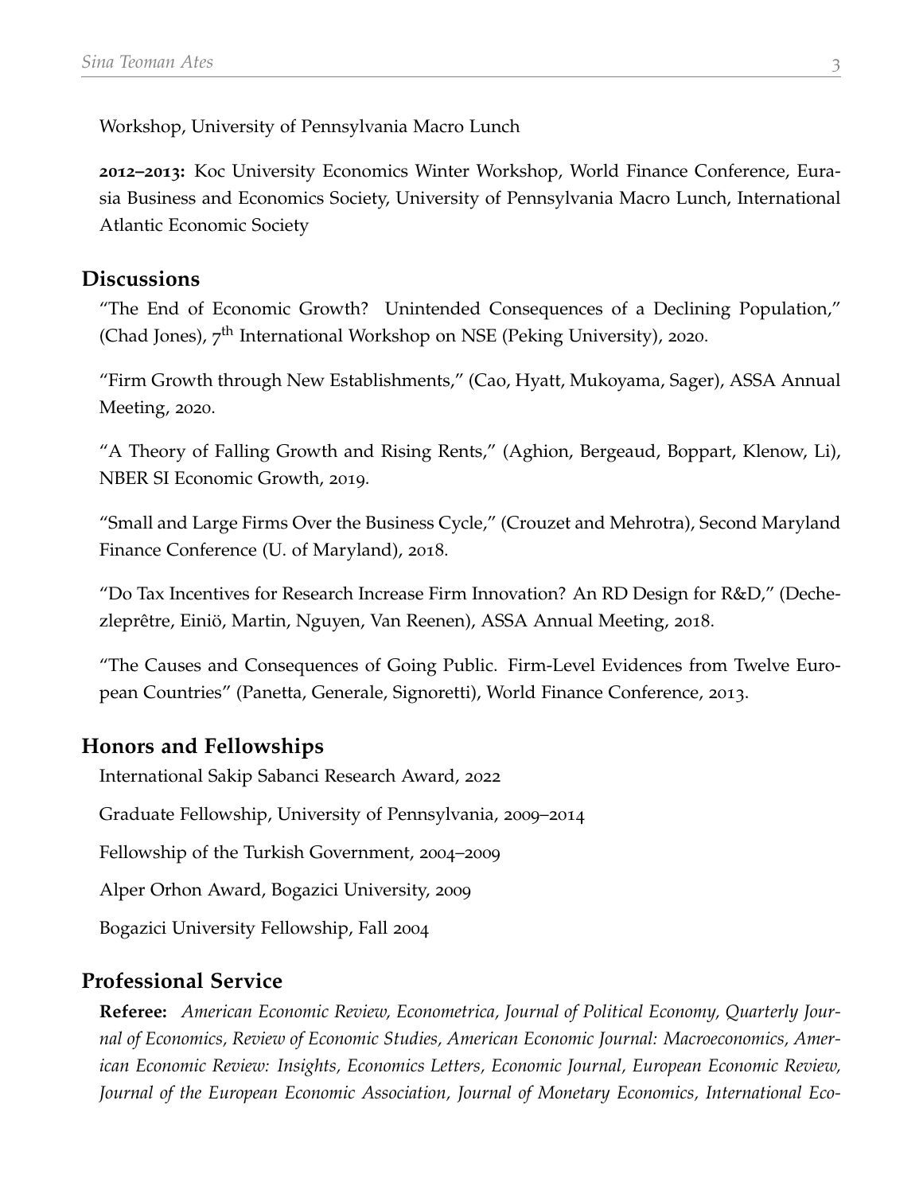Workshop, University of Pennsylvania Macro Lunch

**2012–2013:** Koc University Economics Winter Workshop, World Finance Conference, Eurasia Business and Economics Society, University of Pennsylvania Macro Lunch, International Atlantic Economic Society

## Discussions

"The End of Economic Growth? Unintended Consequences of a Declining Population," (Chad Jones), 7th International Workshop on NSE (Peking University), 2020.

"Firm Growth through New Establishments," (Cao, Hyatt, Mukoyama, Sager), ASSA Annual Meeting, 2020.

"A Theory of Falling Growth and Rising Rents," (Aghion, Bergeaud, Boppart, Klenow, Li), NBER SI Economic Growth, 2019.

"Small and Large Firms Over the Business Cycle," (Crouzet and Mehrotra), Second Maryland Finance Conference (U. of Maryland), 2018.

"Do Tax Incentives for Research Increase Firm Innovation? An RD Design for R&D," (Dechezleprêtre, Einiö, Martin, Nguyen, Van Reenen), ASSA Annual Meeting, 2018.

"The Causes and Consequences of Going Public. Firm-Level Evidences from Twelve European Countries" (Panetta, Generale, Signoretti), World Finance Conference, 2013.

## Honors and Fellowships

International Sakip Sabanci Research Award, 2022

Graduate Fellowship, University of Pennsylvania, 2009–2014

Fellowship of the Turkish Government, 2004–2009

Alper Orhon Award, Bogazici University, 2009

Bogazici University Fellowship, Fall 2004

## Professional Service

**Referee:** *American Economic Review, Econometrica, Journal of Political Economy, Quarterly Journal of Economics, Review of Economic Studies, American Economic Journal: Macroeconomics, American Economic Review: Insights, Economics Letters, Economic Journal, European Economic Review, Journal of the European Economic Association, Journal of Monetary Economics, International Eco-*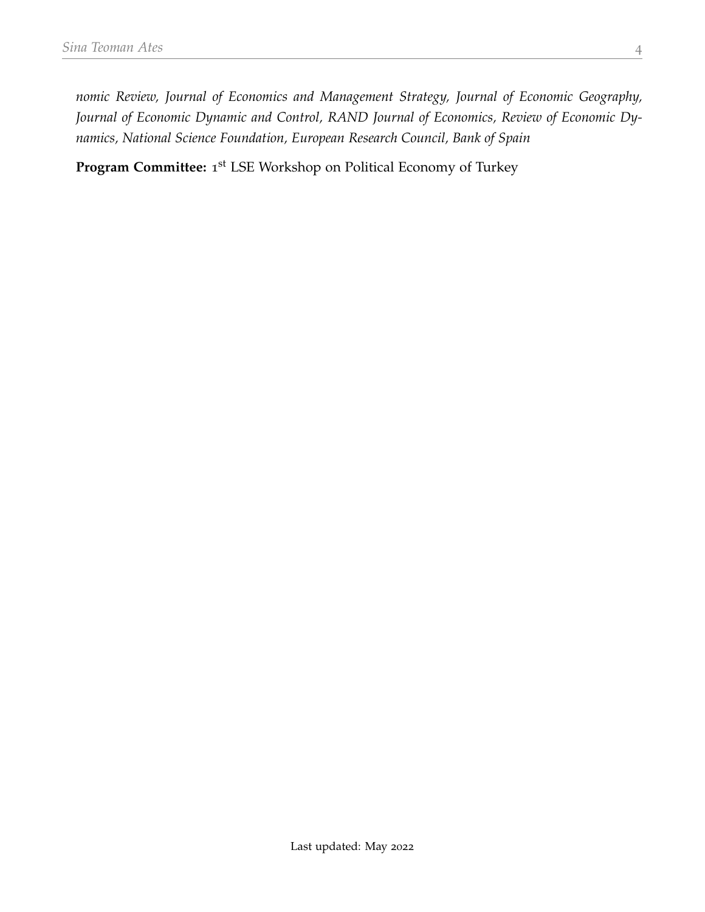*nomic Review, Journal of Economics and Management Strategy, Journal of Economic Geography, Journal of Economic Dynamic and Control, RAND Journal of Economics, Review of Economic Dynamics, National Science Foundation, European Research Council, Bank of Spain*

**Program Committee:** 1st LSE Workshop on Political Economy of Turkey

Last updated: May 2022